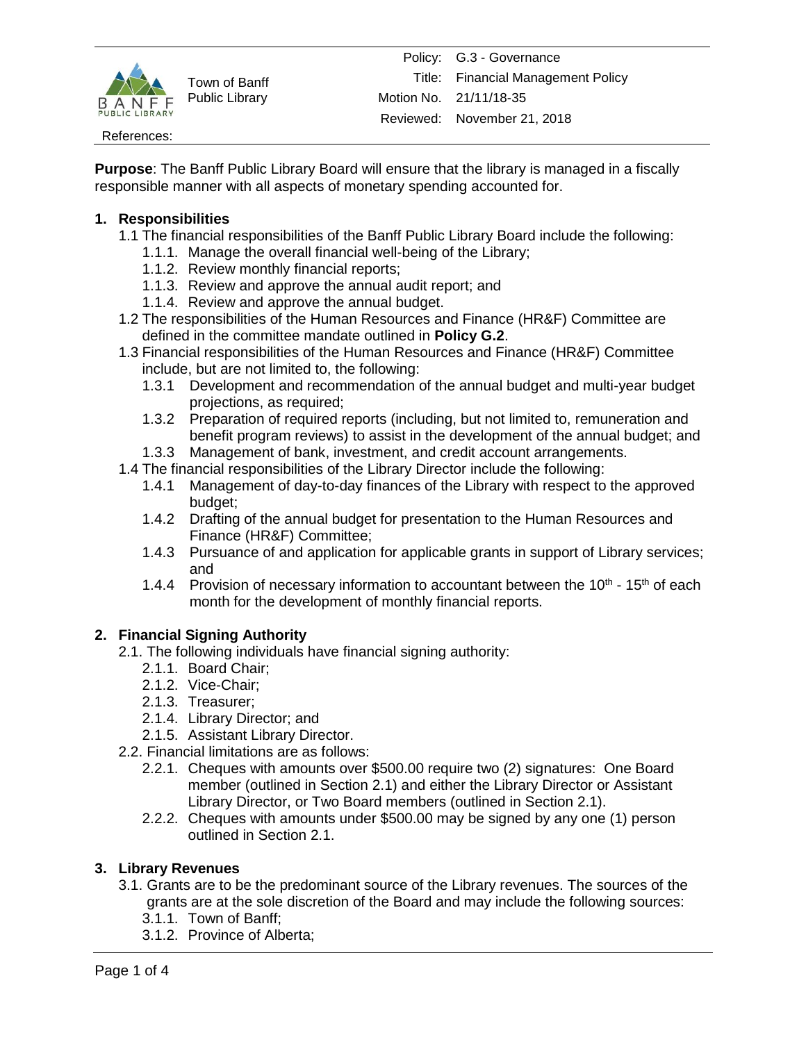| | | | |
|---|---|---|---|
| Town of Banff Public Library | | Policy: | G.3 - Governance |
| | | Title: | Financial Management Policy |
| | | Motion No. | 21/11/18-35 |
| | | Reviewed: | November 21, 2018 |
| References: | | | |

**Purpose**: The Banff Public Library Board will ensure that the library is managed in a fiscally responsible manner with all aspects of monetary spending accounted for.

## 1. Responsibilities

1.1 The financial responsibilities of the Banff Public Library Board include the following:

- 1.1.1. Manage the overall financial well-being of the Library;
- 1.1.2. Review monthly financial reports;
- 1.1.3. Review and approve the annual audit report; and
- 1.1.4. Review and approve the annual budget.

1.2 The responsibilities of the Human Resources and Finance (HR&F) Committee are defined in the committee mandate outlined in **Policy G.2**.

1.3 Financial responsibilities of the Human Resources and Finance (HR&F) Committee include, but are not limited to, the following:

- 1.3.1 Development and recommendation of the annual budget and multi-year budget projections, as required;
- 1.3.2 Preparation of required reports (including, but not limited to, remuneration and benefit program reviews) to assist in the development of the annual budget; and
- 1.3.3 Management of bank, investment, and credit account arrangements.

1.4 The financial responsibilities of the Library Director include the following:

- 1.4.1 Management of day-to-day finances of the Library with respect to the approved budget;
- 1.4.2 Drafting of the annual budget for presentation to the Human Resources and Finance (HR&F) Committee;
- 1.4.3 Pursuance of and application for applicable grants in support of Library services; and
- 1.4.4 Provision of necessary information to accountant between the 10th - 15th of each month for the development of monthly financial reports.

## 2. Financial Signing Authority

2.1. The following individuals have financial signing authority:

- 2.1.1. Board Chair;
- 2.1.2. Vice-Chair;
- 2.1.3. Treasurer;
- 2.1.4. Library Director; and
- 2.1.5. Assistant Library Director.

2.2. Financial limitations are as follows:

- 2.2.1. Cheques with amounts over $500.00 require two (2) signatures: One Board member (outlined in Section 2.1) and either the Library Director or Assistant Library Director, or Two Board members (outlined in Section 2.1).
- 2.2.2. Cheques with amounts under $500.00 may be signed by any one (1) person outlined in Section 2.1.

## 3. Library Revenues

3.1. Grants are to be the predominant source of the Library revenues. The sources of the grants are at the sole discretion of the Board and may include the following sources:

- 3.1.1. Town of Banff;
- 3.1.2. Province of Alberta;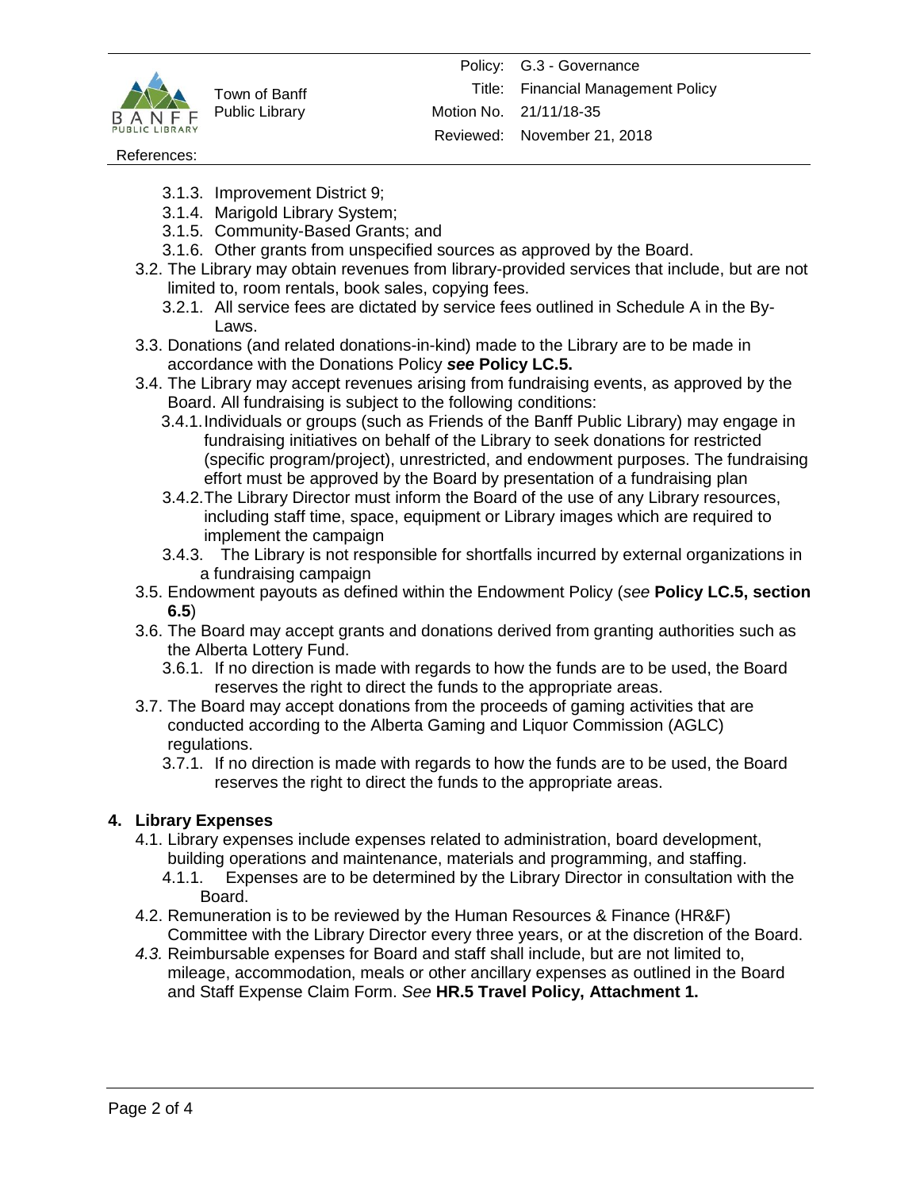- 3.1.3. Improvement District 9;
- 3.1.4. Marigold Library System;
- 3.1.5. Community-Based Grants; and
- 3.1.6. Other grants from unspecified sources as approved by the Board.

3.2. The Library may obtain revenues from library-provided services that include, but are not limited to, room rentals, book sales, copying fees.

- 3.2.1. All service fees are dictated by service fees outlined in Schedule A in the By-Laws.

3.3. Donations (and related donations-in-kind) made to the Library are to be made in accordance with the Donations Policy ***see* Policy LC.5.**

3.4. The Library may accept revenues arising from fundraising events, as approved by the Board. All fundraising is subject to the following conditions:

- 3.4.1. Individuals or groups (such as Friends of the Banff Public Library) may engage in fundraising initiatives on behalf of the Library to seek donations for restricted (specific program/project), unrestricted, and endowment purposes. The fundraising effort must be approved by the Board by presentation of a fundraising plan
- 3.4.2. The Library Director must inform the Board of the use of any Library resources, including staff time, space, equipment or Library images which are required to implement the campaign
- 3.4.3. The Library is not responsible for shortfalls incurred by external organizations in a fundraising campaign

3.5. Endowment payouts as defined within the Endowment Policy (*see* **Policy LC.5, section 6.5**)

3.6. The Board may accept grants and donations derived from granting authorities such as the Alberta Lottery Fund.

- 3.6.1. If no direction is made with regards to how the funds are to be used, the Board reserves the right to direct the funds to the appropriate areas.

3.7. The Board may accept donations from the proceeds of gaming activities that are conducted according to the Alberta Gaming and Liquor Commission (AGLC) regulations.

- 3.7.1. If no direction is made with regards to how the funds are to be used, the Board reserves the right to direct the funds to the appropriate areas.

## 4. Library Expenses

4.1. Library expenses include expenses related to administration, board development, building operations and maintenance, materials and programming, and staffing.

- 4.1.1. Expenses are to be determined by the Library Director in consultation with the Board.

4.2. Remuneration is to be reviewed by the Human Resources & Finance (HR&F) Committee with the Library Director every three years, or at the discretion of the Board.

*4.3.* Reimbursable expenses for Board and staff shall include, but are not limited to, mileage, accommodation, meals or other ancillary expenses as outlined in the Board and Staff Expense Claim Form. *See* **HR.5 Travel Policy, Attachment 1.**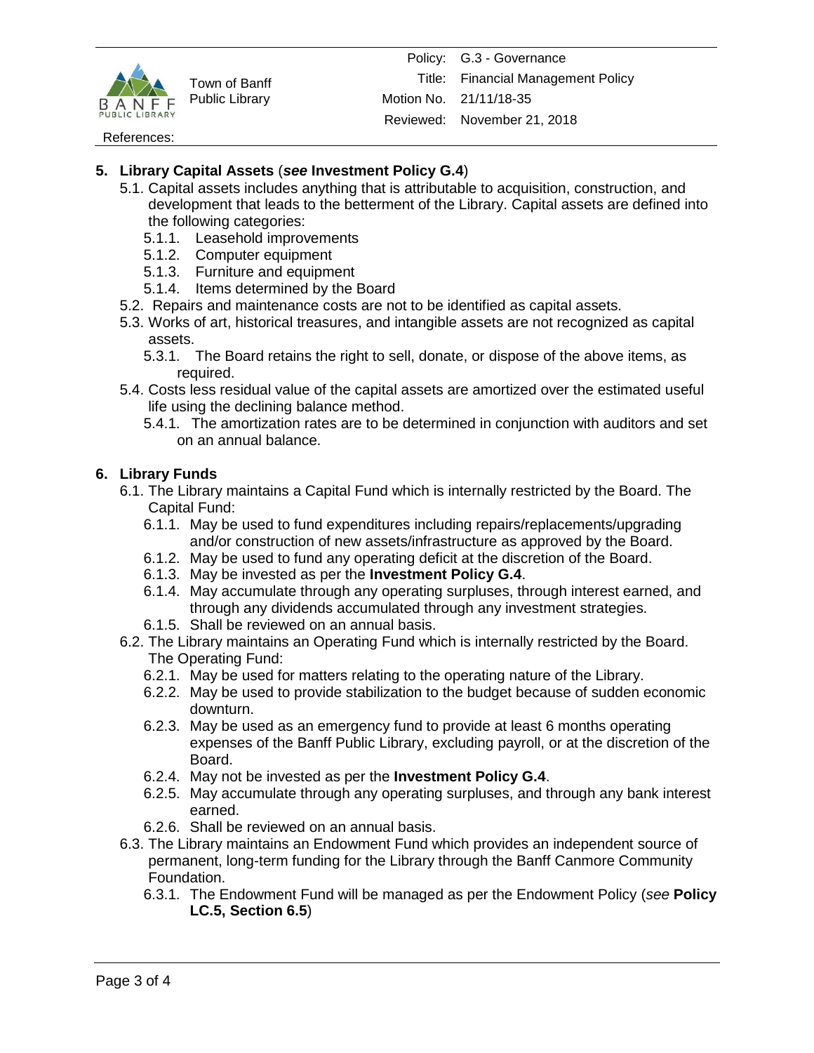## 5. Library Capital Assets (*see* Investment Policy G.4)

- 5.1. Capital assets includes anything that is attributable to acquisition, construction, and development that leads to the betterment of the Library. Capital assets are defined into the following categories:
  - 5.1.1. Leasehold improvements
  - 5.1.2. Computer equipment
  - 5.1.3. Furniture and equipment
  - 5.1.4. Items determined by the Board
- 5.2. Repairs and maintenance costs are not to be identified as capital assets.
- 5.3. Works of art, historical treasures, and intangible assets are not recognized as capital assets.
  - 5.3.1. The Board retains the right to sell, donate, or dispose of the above items, as required.
- 5.4. Costs less residual value of the capital assets are amortized over the estimated useful life using the declining balance method.
  - 5.4.1. The amortization rates are to be determined in conjunction with auditors and set on an annual balance.

## 6. Library Funds

- 6.1. The Library maintains a Capital Fund which is internally restricted by the Board. The Capital Fund:
  - 6.1.1. May be used to fund expenditures including repairs/replacements/upgrading and/or construction of new assets/infrastructure as approved by the Board.
  - 6.1.2. May be used to fund any operating deficit at the discretion of the Board.
  - 6.1.3. May be invested as per the **Investment Policy G.4**.
  - 6.1.4. May accumulate through any operating surpluses, through interest earned, and through any dividends accumulated through any investment strategies.
  - 6.1.5. Shall be reviewed on an annual basis.
- 6.2. The Library maintains an Operating Fund which is internally restricted by the Board. The Operating Fund:
  - 6.2.1. May be used for matters relating to the operating nature of the Library.
  - 6.2.2. May be used to provide stabilization to the budget because of sudden economic downturn.
  - 6.2.3. May be used as an emergency fund to provide at least 6 months operating expenses of the Banff Public Library, excluding payroll, or at the discretion of the Board.
  - 6.2.4. May not be invested as per the **Investment Policy G.4**.
  - 6.2.5. May accumulate through any operating surpluses, and through any bank interest earned.
  - 6.2.6. Shall be reviewed on an annual basis.
- 6.3. The Library maintains an Endowment Fund which provides an independent source of permanent, long-term funding for the Library through the Banff Canmore Community Foundation.
  - 6.3.1. The Endowment Fund will be managed as per the Endowment Policy (*see* **Policy LC.5, Section 6.5**)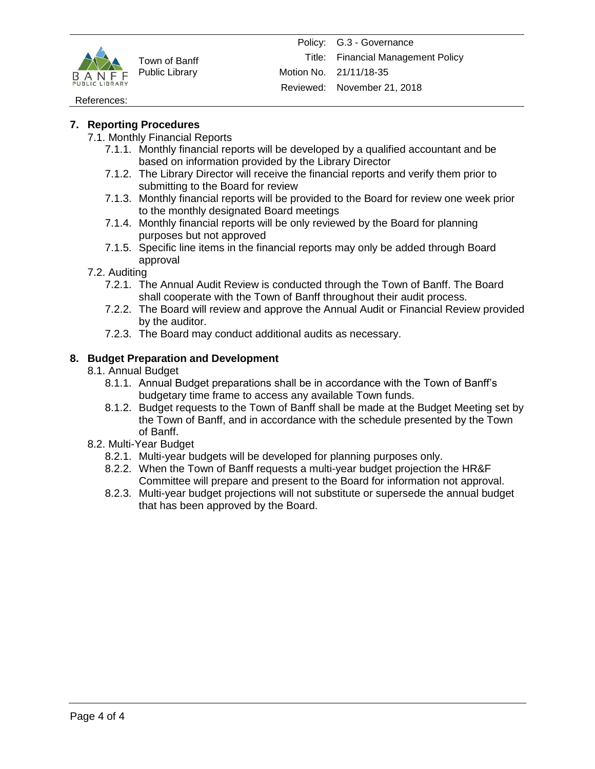## 7. Reporting Procedures

7.1. Monthly Financial Reports

- 7.1.1. Monthly financial reports will be developed by a qualified accountant and be based on information provided by the Library Director
- 7.1.2. The Library Director will receive the financial reports and verify them prior to submitting to the Board for review
- 7.1.3. Monthly financial reports will be provided to the Board for review one week prior to the monthly designated Board meetings
- 7.1.4. Monthly financial reports will be only reviewed by the Board for planning purposes but not approved
- 7.1.5. Specific line items in the financial reports may only be added through Board approval

7.2. Auditing

- 7.2.1. The Annual Audit Review is conducted through the Town of Banff. The Board shall cooperate with the Town of Banff throughout their audit process.
- 7.2.2. The Board will review and approve the Annual Audit or Financial Review provided by the auditor.
- 7.2.3. The Board may conduct additional audits as necessary.

## 8. Budget Preparation and Development

8.1. Annual Budget

- 8.1.1. Annual Budget preparations shall be in accordance with the Town of Banff's budgetary time frame to access any available Town funds.
- 8.1.2. Budget requests to the Town of Banff shall be made at the Budget Meeting set by the Town of Banff, and in accordance with the schedule presented by the Town of Banff.

8.2. Multi-Year Budget

- 8.2.1. Multi-year budgets will be developed for planning purposes only.
- 8.2.2. When the Town of Banff requests a multi-year budget projection the HR&F Committee will prepare and present to the Board for information not approval.
- 8.2.3. Multi-year budget projections will not substitute or supersede the annual budget that has been approved by the Board.